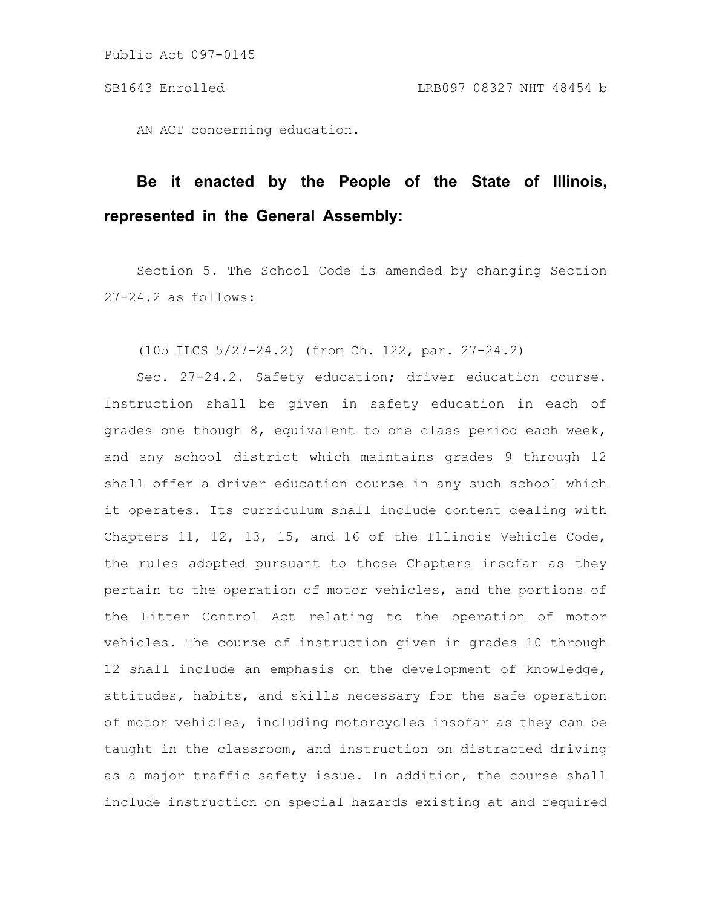Public Act 097-0145

SB1643 Enrolled LRB097 08327 NHT 48454 b

AN ACT concerning education.

**Be it enacted by the People of the State of Illinois, represented in the General Assembly:**

Section 5. The School Code is amended by changing Section 27-24.2 as follows:

(105 ILCS 5/27-24.2) (from Ch. 122, par. 27-24.2)

Sec. 27-24.2. Safety education; driver education course. Instruction shall be given in safety education in each of grades one though 8, equivalent to one class period each week, and any school district which maintains grades 9 through 12 shall offer a driver education course in any such school which it operates. Its curriculum shall include content dealing with Chapters 11, 12, 13, 15, and 16 of the Illinois Vehicle Code, the rules adopted pursuant to those Chapters insofar as they pertain to the operation of motor vehicles, and the portions of the Litter Control Act relating to the operation of motor vehicles. The course of instruction given in grades 10 through 12 shall include an emphasis on the development of knowledge, attitudes, habits, and skills necessary for the safe operation of motor vehicles, including motorcycles insofar as they can be taught in the classroom, and instruction on distracted driving as a major traffic safety issue. In addition, the course shall include instruction on special hazards existing at and required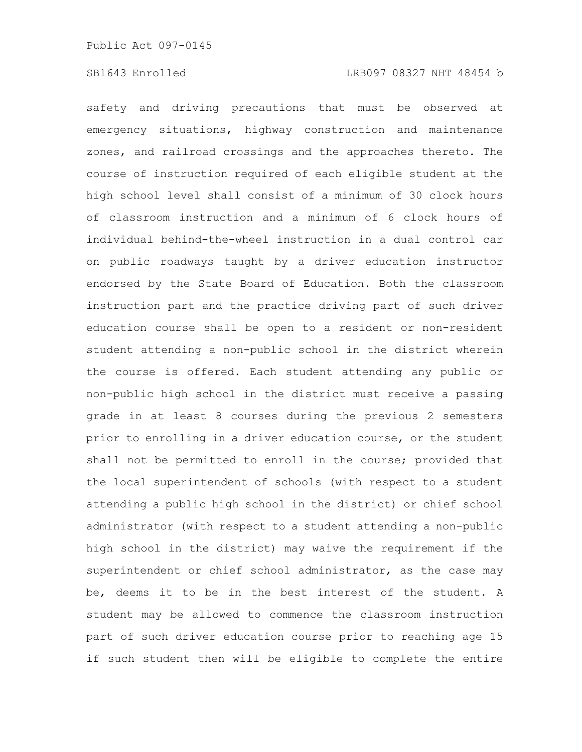safety and driving precautions that must be observed at emergency situations, highway construction and maintenance zones, and railroad crossings and the approaches thereto. The course of instruction required of each eligible student at the high school level shall consist of a minimum of 30 clock hours of classroom instruction and a minimum of 6 clock hours of individual behind-the-wheel instruction in a dual control car on public roadways taught by a driver education instructor endorsed by the State Board of Education. Both the classroom instruction part and the practice driving part of such driver education course shall be open to a resident or non-resident student attending a non-public school in the district wherein the course is offered. Each student attending any public or non-public high school in the district must receive a passing grade in at least 8 courses during the previous 2 semesters prior to enrolling in a driver education course, or the student shall not be permitted to enroll in the course; provided that the local superintendent of schools (with respect to a student attending a public high school in the district) or chief school administrator (with respect to a student attending a non-public high school in the district) may waive the requirement if the superintendent or chief school administrator, as the case may be, deems it to be in the best interest of the student. A student may be allowed to commence the classroom instruction part of such driver education course prior to reaching age 15 if such student then will be eligible to complete the entire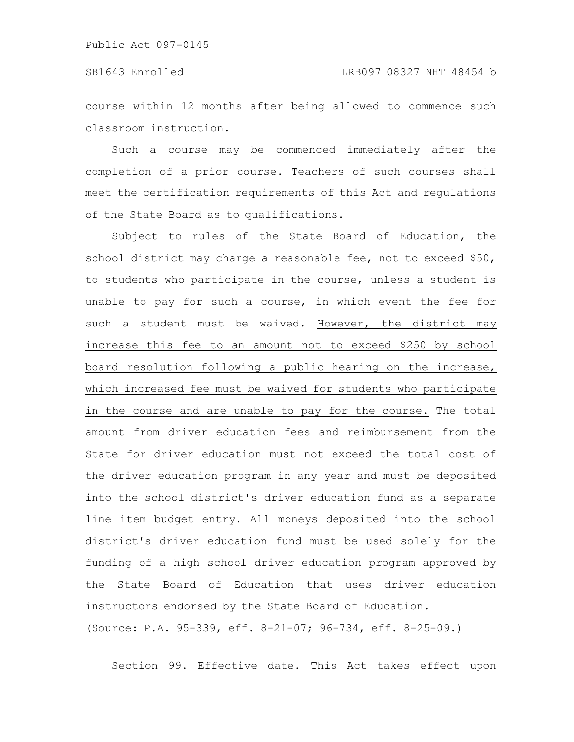course within 12 months after being allowed to commence such classroom instruction.

Such a course may be commenced immediately after the completion of a prior course. Teachers of such courses shall meet the certification requirements of this Act and regulations of the State Board as to qualifications.

Subject to rules of the State Board of Education, the school district may charge a reasonable fee, not to exceed $50, to students who participate in the course, unless a student is unable to pay for such a course, in which event the fee for such a student must be waived. <u>However, the district may increase this fee to an amount not to exceed $250 by school board resolution following a public hearing on the increase, which increased fee must be waived for students who participate in the course and are unable to pay for the course.</u> The total amount from driver education fees and reimbursement from the State for driver education must not exceed the total cost of the driver education program in any year and must be deposited into the school district's driver education fund as a separate line item budget entry. All moneys deposited into the school district's driver education fund must be used solely for the funding of a high school driver education program approved by the State Board of Education that uses driver education instructors endorsed by the State Board of Education.

(Source: P.A. 95-339, eff. 8-21-07; 96-734, eff. 8-25-09.)

Section 99. Effective date. This Act takes effect upon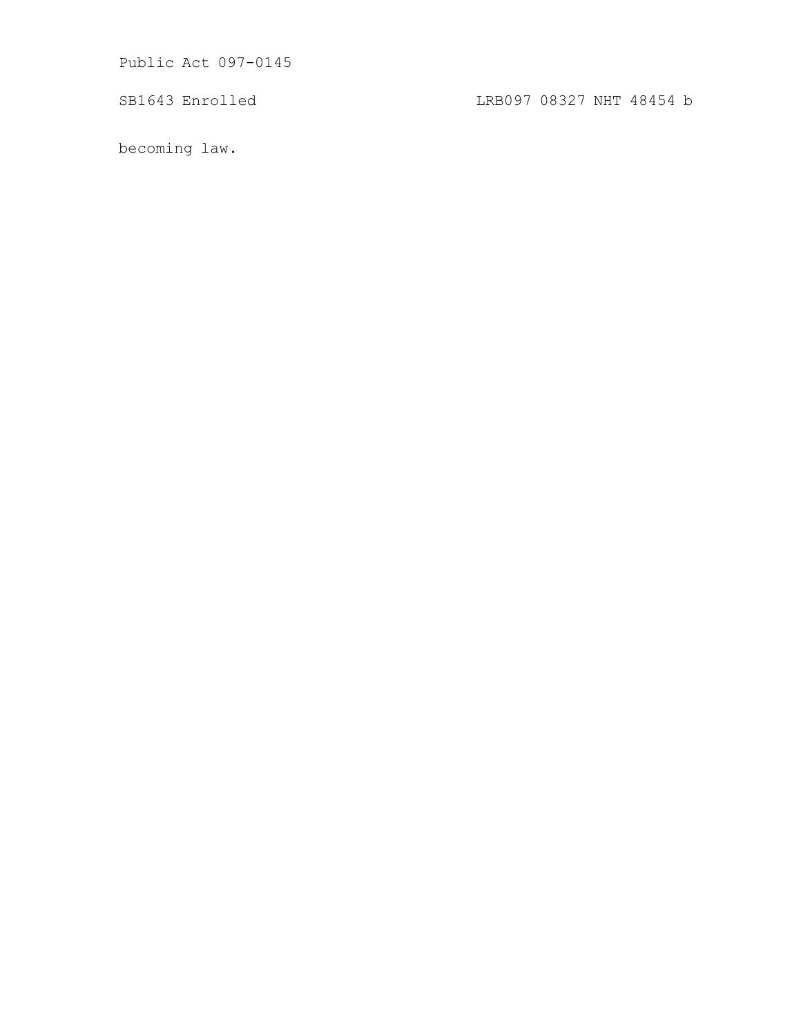becoming law.